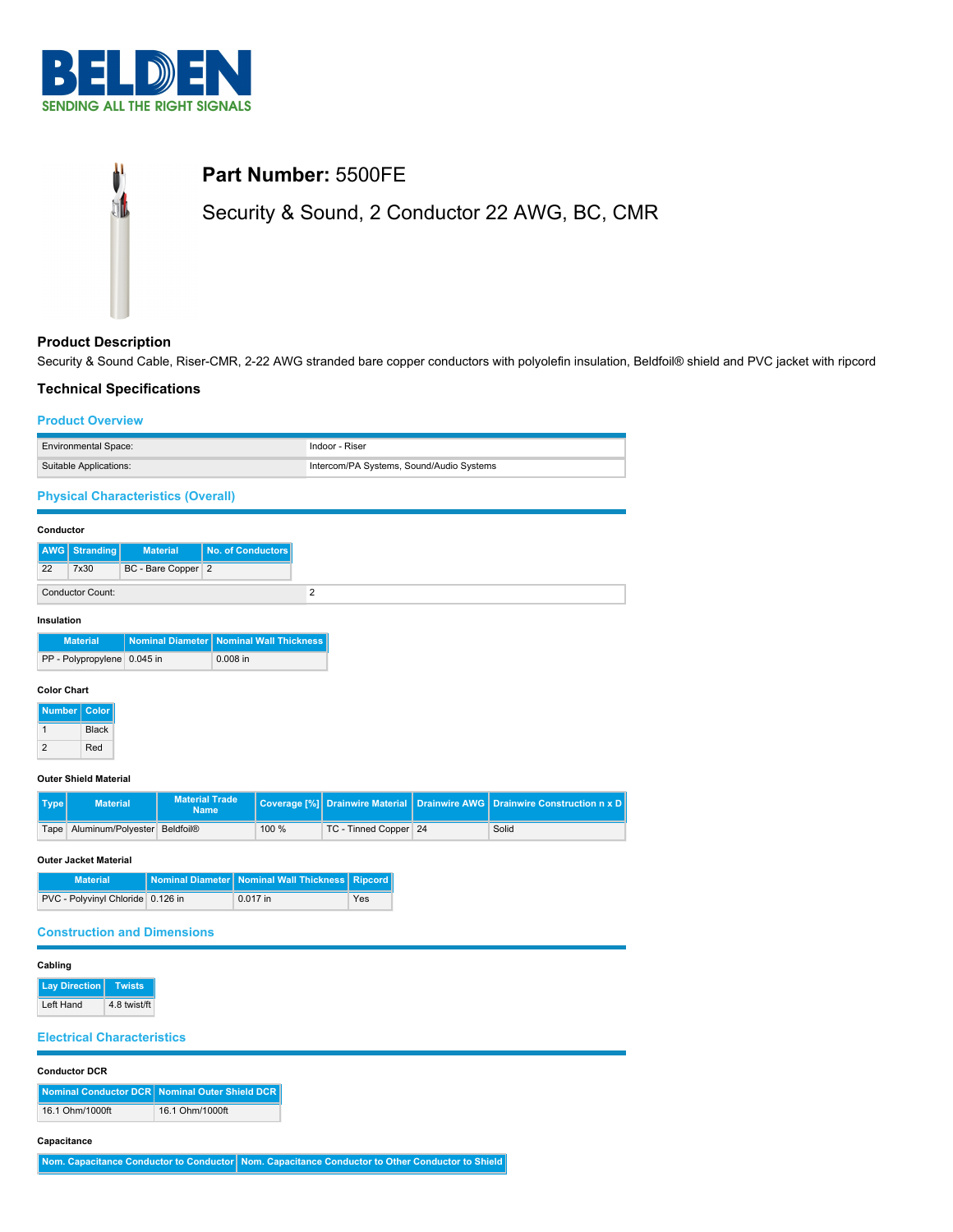# BELDEN

SENDING ALL THE RIGHT SIGNALS

## **Part Number:** 5500FE

## Security & Sound, 2 Conductor 22 AWG, BC, CMR

### Product Description

Security & Sound Cable, Riser-CMR, 2-22 AWG stranded bare copper conductors with polyolefin insulation, Beldfoil® shield and PVC jacket with ripcord

### Technical Specifications

#### Product Overview

| | |
|---|---|
| Environmental Space: | Indoor - Riser |
| Suitable Applications: | Intercom/PA Systems, Sound/Audio Systems |

#### Physical Characteristics (Overall)

**Conductor**

| AWG | Stranding | Material | No. of Conductors |
|---|---|---|---|
| 22 | 7x30 | BC - Bare Copper | 2 |

| | |
|---|---|
| Conductor Count: | 2 |

**Insulation**

| Material | Nominal Diameter | Nominal Wall Thickness |
|---|---|---|
| PP - Polypropylene | 0.045 in | 0.008 in |

**Color Chart**

| Number | Color |
|---|---|
| 1 | Black |
| 2 | Red |

**Outer Shield Material**

| Type | Material | Material Trade Name | Coverage [%] | Drainwire Material | Drainwire AWG | Drainwire Construction n x D |
|---|---|---|---|---|---|---|
| Tape | Aluminum/Polyester | Beldfoil® | 100 % | TC - Tinned Copper | 24 | Solid |

**Outer Jacket Material**

| Material | Nominal Diameter | Nominal Wall Thickness | Ripcord |
|---|---|---|---|
| PVC - Polyvinyl Chloride | 0.126 in | 0.017 in | Yes |

#### Construction and Dimensions

**Cabling**

| Lay Direction | Twists |
|---|---|
| Left Hand | 4.8 twist/ft |

#### Electrical Characteristics

**Conductor DCR**

| Nominal Conductor DCR | Nominal Outer Shield DCR |
|---|---|
| 16.1 Ohm/1000ft | 16.1 Ohm/1000ft |

**Capacitance**

| Nom. Capacitance Conductor to Conductor | Nom. Capacitance Conductor to Other Conductor to Shield |
|---|---|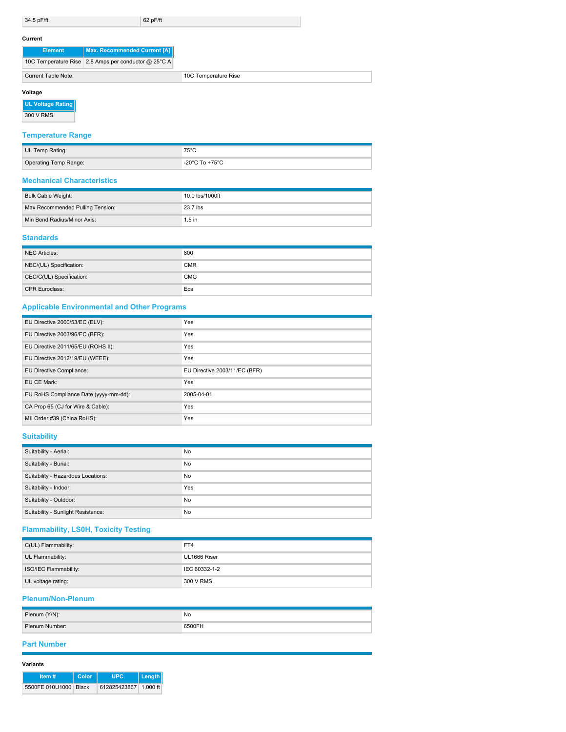| 34.5 pF/ft | 62 pF/ft |
|---|---|

**Current**

| Element | Max. Recommended Current [A] |
|---|---|
| 10C Temperature Rise | 2.8 Amps per conductor @ 25°C A |

| Current Table Note: | 10C Temperature Rise |
|---|---|

**Voltage**

| UL Voltage Rating |
|---|
| 300 V RMS |

## Temperature Range

| UL Temp Rating: | 75°C |
|---|---|
| Operating Temp Range: | -20°C To +75°C |

## Mechanical Characteristics

| Bulk Cable Weight: | 10.0 lbs/1000ft |
|---|---|
| Max Recommended Pulling Tension: | 23.7 lbs |
| Min Bend Radius/Minor Axis: | 1.5 in |

## Standards

| NEC Articles: | 800 |
|---|---|
| NEC/(UL) Specification: | CMR |
| CEC/C(UL) Specification: | CMG |
| CPR Euroclass: | Eca |

## Applicable Environmental and Other Programs

| EU Directive 2000/53/EC (ELV): | Yes |
|---|---|
| EU Directive 2003/96/EC (BFR): | Yes |
| EU Directive 2011/65/EU (ROHS II): | Yes |
| EU Directive 2012/19/EU (WEEE): | Yes |
| EU Directive Compliance: | EU Directive 2003/11/EC (BFR) |
| EU CE Mark: | Yes |
| EU RoHS Compliance Date (yyyy-mm-dd): | 2005-04-01 |
| CA Prop 65 (CJ for Wire & Cable): | Yes |
| MII Order #39 (China RoHS): | Yes |

## Suitability

| Suitability - Aerial: | No |
|---|---|
| Suitability - Burial: | No |
| Suitability - Hazardous Locations: | No |
| Suitability - Indoor: | Yes |
| Suitability - Outdoor: | No |
| Suitability - Sunlight Resistance: | No |

## Flammability, LS0H, Toxicity Testing

| C(UL) Flammability: | FT4 |
|---|---|
| UL Flammability: | UL1666 Riser |
| ISO/IEC Flammability: | IEC 60332-1-2 |
| UL voltage rating: | 300 V RMS |

## Plenum/Non-Plenum

| Plenum (Y/N): | No |
|---|---|
| Plenum Number: | 6500FH |

## Part Number

**Variants**

| Item # | Color | UPC | Length |
|---|---|---|---|
| 5500FE 010U1000 | Black | 612825423867 | 1,000 ft |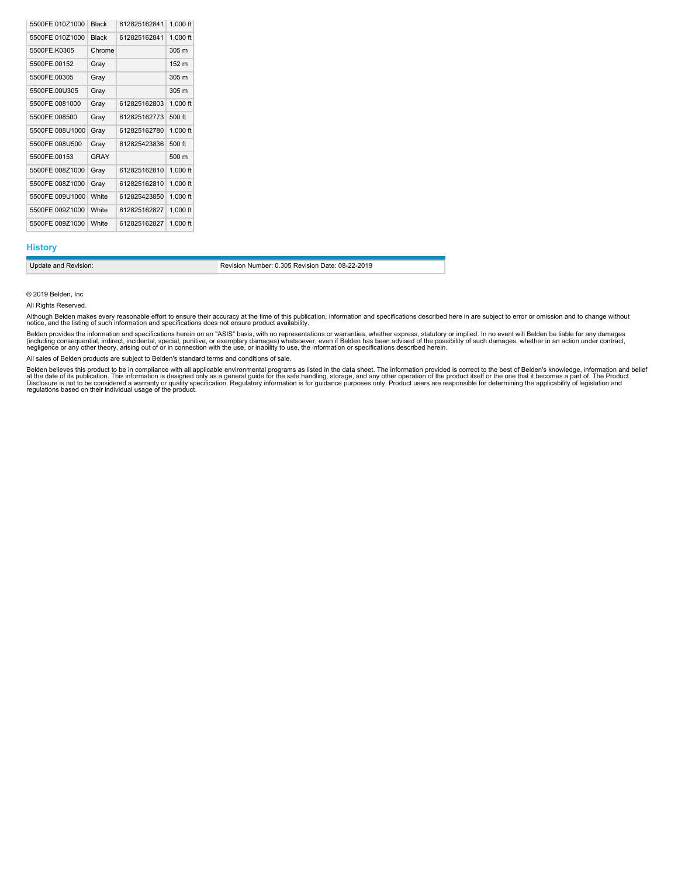| | | | |
|---|---|---|---|
| 5500FE 010Z1000 | Black | 612825162841 | 1,000 ft |
| 5500FE 010Z1000 | Black | 612825162841 | 1,000 ft |
| 5500FE.K0305 | Chrome | | 305 m |
| 5500FE.00152 | Gray | | 152 m |
| 5500FE.00305 | Gray | | 305 m |
| 5500FE.00U305 | Gray | | 305 m |
| 5500FE 0081000 | Gray | 612825162803 | 1,000 ft |
| 5500FE 008500 | Gray | 612825162773 | 500 ft |
| 5500FE 008U1000 | Gray | 612825162780 | 1,000 ft |
| 5500FE 008U500 | Gray | 612825423836 | 500 ft |
| 5500FE.00153 | GRAY | | 500 m |
| 5500FE 008Z1000 | Gray | 612825162810 | 1,000 ft |
| 5500FE 008Z1000 | Gray | 612825162810 | 1,000 ft |
| 5500FE 009U1000 | White | 612825423850 | 1,000 ft |
| 5500FE 009Z1000 | White | 612825162827 | 1,000 ft |
| 5500FE 009Z1000 | White | 612825162827 | 1,000 ft |

## History

| | |
|---|---|
| Update and Revision: | Revision Number: 0.305 Revision Date: 08-22-2019 |

© 2019 Belden, Inc

All Rights Reserved.

Although Belden makes every reasonable effort to ensure their accuracy at the time of this publication, information and specifications described here in are subject to error or omission and to change without notice, and the listing of such information and specifications does not ensure product availability.

Belden provides the information and specifications herein on an "ASIS" basis, with no representations or warranties, whether express, statutory or implied. In no event will Belden be liable for any damages (including consequential, indirect, incidental, special, punitive, or exemplary damages) whatsoever, even if Belden has been advised of the possibility of such damages, whether in an action under contract, negligence or any other theory, arising out of or in connection with the use, or inability to use, the information or specifications described herein.

All sales of Belden products are subject to Belden's standard terms and conditions of sale.

Belden believes this product to be in compliance with all applicable environmental programs as listed in the data sheet. The information provided is correct to the best of Belden's knowledge, information and belief at the date of its publication. This information is designed only as a general guide for the safe handling, storage, and any other operation of the product itself or the one that it becomes a part of. The Product Disclosure is not to be considered a warranty or quality specification. Regulatory information is for guidance purposes only. Product users are responsible for determining the applicability of legislation and regulations based on their individual usage of the product.